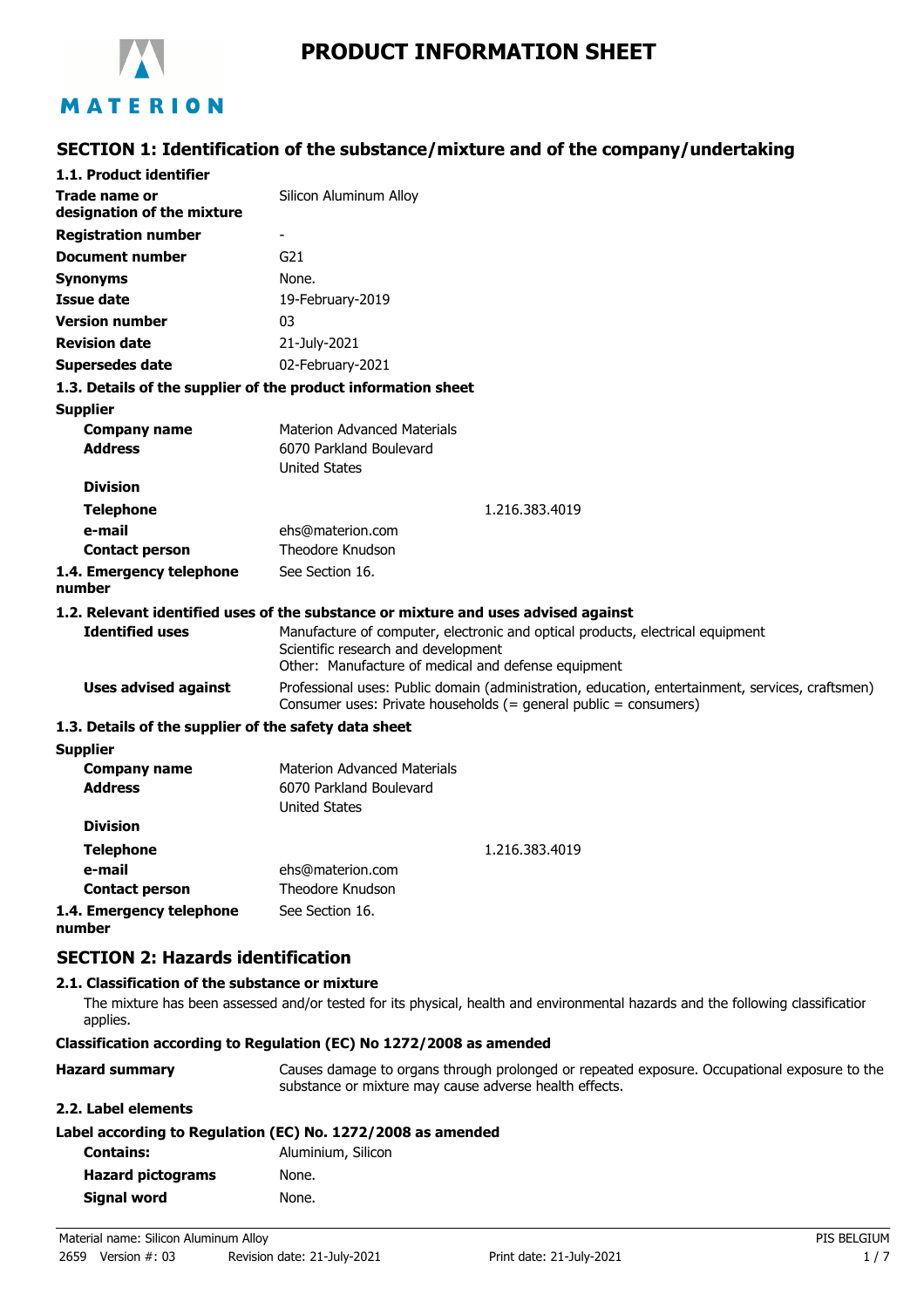# PRODUCT INFORMATION SHEET

## SECTION 1: Identification of the substance/mixture and of the company/undertaking

### 1.1. Product identifier

| | |
|---|---|
| **Trade name or designation of the mixture** | Silicon Aluminum Alloy |
| **Registration number** | - |
| **Document number** | G21 |
| **Synonyms** | None. |
| **Issue date** | 19-February-2019 |
| **Version number** | 03 |
| **Revision date** | 21-July-2021 |
| **Supersedes date** | 02-February-2021 |

### 1.3. Details of the supplier of the product information sheet

**Supplier**

| | |
|---|---|
| **Company name** | Materion Advanced Materials |
| **Address** | 6070 Parkland Boulevard<br>United States |
| **Division** | |
| **Telephone** | 1.216.383.4019 |
| **e-mail** | ehs@materion.com |
| **Contact person** | Theodore Knudson |
| **1.4. Emergency telephone number** | See Section 16. |

### 1.2. Relevant identified uses of the substance or mixture and uses advised against

| | |
|---|---|
| **Identified uses** | Manufacture of computer, electronic and optical products, electrical equipment<br>Scientific research and development<br>Other: Manufacture of medical and defense equipment |
| **Uses advised against** | Professional uses: Public domain (administration, education, entertainment, services, craftsmen)<br>Consumer uses: Private households (= general public = consumers) |

### 1.3. Details of the supplier of the safety data sheet

**Supplier**

| | |
|---|---|
| **Company name** | Materion Advanced Materials |
| **Address** | 6070 Parkland Boulevard<br>United States |
| **Division** | |
| **Telephone** | 1.216.383.4019 |
| **e-mail** | ehs@materion.com |
| **Contact person** | Theodore Knudson |
| **1.4. Emergency telephone number** | See Section 16. |

## SECTION 2: Hazards identification

### 2.1. Classification of the substance or mixture

The mixture has been assessed and/or tested for its physical, health and environmental hazards and the following classificatior applies.

**Classification according to Regulation (EC) No 1272/2008 as amended**

| | |
|---|---|
| **Hazard summary** | Causes damage to organs through prolonged or repeated exposure. Occupational exposure to the substance or mixture may cause adverse health effects. |

### 2.2. Label elements

**Label according to Regulation (EC) No. 1272/2008 as amended**

| | |
|---|---|
| **Contains:** | Aluminium, Silicon |
| **Hazard pictograms** | None. |
| **Signal word** | None. |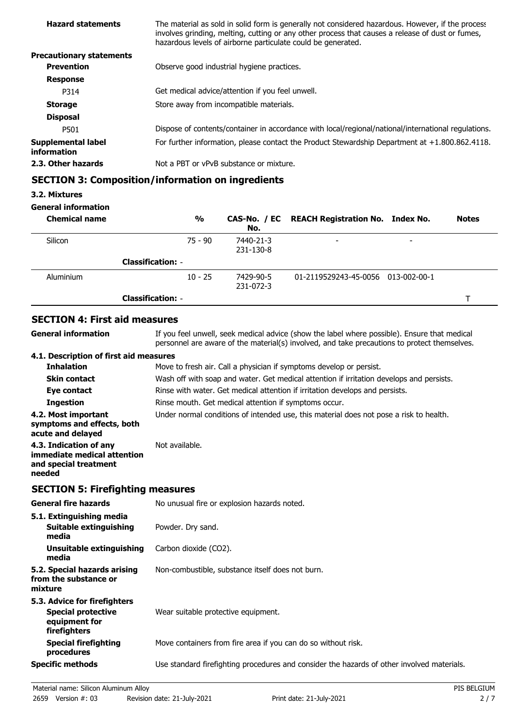| | |
|---|---|
| **Hazard statements** | The material as sold in solid form is generally not considered hazardous. However, if the process involves grinding, melting, cutting or any other process that causes a release of dust or fumes, hazardous levels of airborne particulate could be generated. |
| **Precautionary statements** | |
| **Prevention** | Observe good industrial hygiene practices. |
| **Response** | |
| P314 | Get medical advice/attention if you feel unwell. |
| **Storage** | Store away from incompatible materials. |
| **Disposal** | |
| P501 | Dispose of contents/container in accordance with local/regional/national/international regulations. |
| **Supplemental label information** | For further information, please contact the Product Stewardship Department at +1.800.862.4118. |
| **2.3. Other hazards** | Not a PBT or vPvB substance or mixture. |

## SECTION 3: Composition/information on ingredients

**3.2. Mixtures**

**General information**

| Chemical name | % | CAS-No. / EC No. | REACH Registration No. | Index No. | Notes |
|---|---|---|---|---|---|
| Silicon | 75 - 90 | 7440-21-3 231-130-8 | - | - | |
| **Classification:** - | | | | | |
| Aluminium | 10 - 25 | 7429-90-5 231-072-3 | 01-2119529243-45-0056 | 013-002-00-1 | |
| **Classification:** - | | | | | T |

## SECTION 4: First aid measures

| | |
|---|---|
| **General information** | If you feel unwell, seek medical advice (show the label where possible). Ensure that medical personnel are aware of the material(s) involved, and take precautions to protect themselves. |
| **4.1. Description of first aid measures** | |
| **Inhalation** | Move to fresh air. Call a physician if symptoms develop or persist. |
| **Skin contact** | Wash off with soap and water. Get medical attention if irritation develops and persists. |
| **Eye contact** | Rinse with water. Get medical attention if irritation develops and persists. |
| **Ingestion** | Rinse mouth. Get medical attention if symptoms occur. |
| **4.2. Most important symptoms and effects, both acute and delayed** | Under normal conditions of intended use, this material does not pose a risk to health. |
| **4.3. Indication of any immediate medical attention and special treatment needed** | Not available. |

## SECTION 5: Firefighting measures

| | |
|---|---|
| **General fire hazards** | No unusual fire or explosion hazards noted. |
| **5.1. Extinguishing media** | |
| **Suitable extinguishing media** | Powder. Dry sand. |
| **Unsuitable extinguishing media** | Carbon dioxide ($CO_2$). |
| **5.2. Special hazards arising from the substance or mixture** | Non-combustible, substance itself does not burn. |
| **5.3. Advice for firefighters** | |
| **Special protective equipment for firefighters** | Wear suitable protective equipment. |
| **Special firefighting procedures** | Move containers from fire area if you can do so without risk. |
| **Specific methods** | Use standard firefighting procedures and consider the hazards of other involved materials. |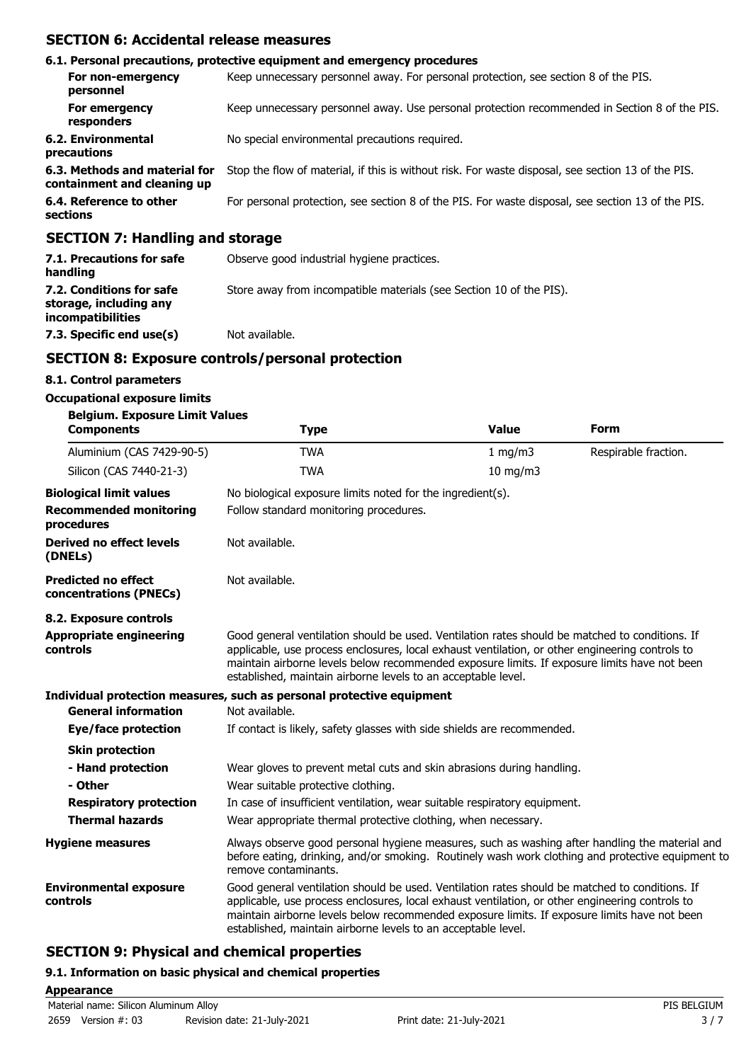## SECTION 6: Accidental release measures

### 6.1. Personal precautions, protective equipment and emergency procedures

| | |
|---|---|
| **For non-emergency personnel** | Keep unnecessary personnel away. For personal protection, see section 8 of the PIS. |
| **For emergency responders** | Keep unnecessary personnel away. Use personal protection recommended in Section 8 of the PIS. |
| **6.2. Environmental precautions** | No special environmental precautions required. |
| **6.3. Methods and material for containment and cleaning up** | Stop the flow of material, if this is without risk. For waste disposal, see section 13 of the PIS. |
| **6.4. Reference to other sections** | For personal protection, see section 8 of the PIS. For waste disposal, see section 13 of the PIS. |

## SECTION 7: Handling and storage

| | |
|---|---|
| **7.1. Precautions for safe handling** | Observe good industrial hygiene practices. |
| **7.2. Conditions for safe storage, including any incompatibilities** | Store away from incompatible materials (see Section 10 of the PIS). |
| **7.3. Specific end use(s)** | Not available. |

## SECTION 8: Exposure controls/personal protection

### 8.1. Control parameters

**Occupational exposure limits**

**Belgium. Exposure Limit Values**

| Components | Type | Value | Form |
|---|---|---|---|
| Aluminium (CAS 7429-90-5) | TWA | 1 mg/m3 | Respirable fraction. |
| Silicon (CAS 7440-21-3) | TWA | 10 mg/m3 | |

| | |
|---|---|
| **Biological limit values** | No biological exposure limits noted for the ingredient(s). |
| **Recommended monitoring procedures** | Follow standard monitoring procedures. |
| **Derived no effect levels (DNELs)** | Not available. |
| **Predicted no effect concentrations (PNECs)** | Not available. |

### 8.2. Exposure controls

**Appropriate engineering controls**

Good general ventilation should be used. Ventilation rates should be matched to conditions. If applicable, use process enclosures, local exhaust ventilation, or other engineering controls to maintain airborne levels below recommended exposure limits. If exposure limits have not been established, maintain airborne levels to an acceptable level.

**Individual protection measures, such as personal protective equipment**

| | |
|---|---|
| **General information** | Not available. |
| **Eye/face protection** | If contact is likely, safety glasses with side shields are recommended. |
| **Skin protection** | |
| **- Hand protection** | Wear gloves to prevent metal cuts and skin abrasions during handling. |
| **- Other** | Wear suitable protective clothing. |
| **Respiratory protection** | In case of insufficient ventilation, wear suitable respiratory equipment. |
| **Thermal hazards** | Wear appropriate thermal protective clothing, when necessary. |

**Hygiene measures**

Always observe good personal hygiene measures, such as washing after handling the material and before eating, drinking, and/or smoking. Routinely wash work clothing and protective equipment to remove contaminants.

**Environmental exposure controls**

Good general ventilation should be used. Ventilation rates should be matched to conditions. If applicable, use process enclosures, local exhaust ventilation, or other engineering controls to maintain airborne levels below recommended exposure limits. If exposure limits have not been established, maintain airborne levels to an acceptable level.

## SECTION 9: Physical and chemical properties

### 9.1. Information on basic physical and chemical properties

**Appearance**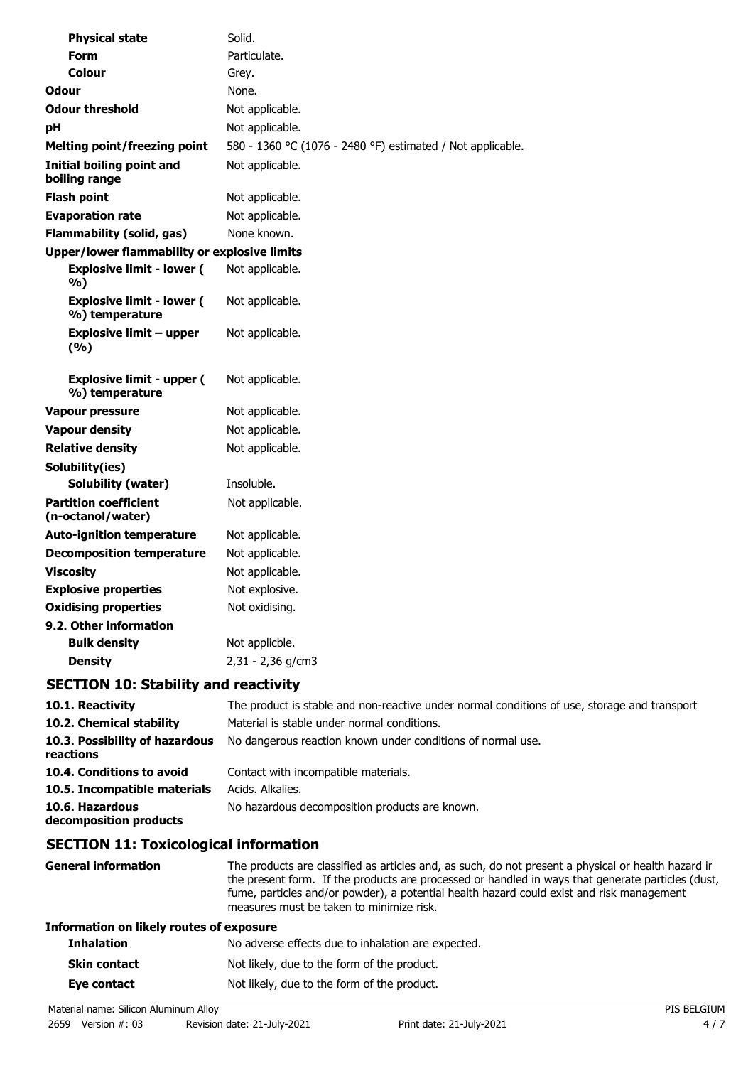| | |
|---|---|
| **Physical state** | Solid. |
| **Form** | Particulate. |
| **Colour** | Grey. |
| **Odour** | None. |
| **Odour threshold** | Not applicable. |
| **pH** | Not applicable. |
| **Melting point/freezing point** | 580 - 1360 °C (1076 - 2480 °F) estimated / Not applicable. |
| **Initial boiling point and boiling range** | Not applicable. |
| **Flash point** | Not applicable. |
| **Evaporation rate** | Not applicable. |
| **Flammability (solid, gas)** | None known. |
| **Upper/lower flammability or explosive limits** | |
| **Explosive limit - lower ( %)** | Not applicable. |
| **Explosive limit - lower ( %) temperature** | Not applicable. |
| **Explosive limit – upper (%)** | Not applicable. |
| **Explosive limit - upper ( %) temperature** | Not applicable. |
| **Vapour pressure** | Not applicable. |
| **Vapour density** | Not applicable. |
| **Relative density** | Not applicable. |
| **Solubility(ies)** | |
| **Solubility (water)** | Insoluble. |
| **Partition coefficient (n-octanol/water)** | Not applicable. |
| **Auto-ignition temperature** | Not applicable. |
| **Decomposition temperature** | Not applicable. |
| **Viscosity** | Not applicable. |
| **Explosive properties** | Not explosive. |
| **Oxidising properties** | Not oxidising. |
| **9.2. Other information** | |
| **Bulk density** | Not applicble. |
| **Density** | 2,31 - 2,36 g/cm3 |

## SECTION 10: Stability and reactivity

| | |
|---|---|
| **10.1. Reactivity** | The product is stable and non-reactive under normal conditions of use, storage and transport. |
| **10.2. Chemical stability** | Material is stable under normal conditions. |
| **10.3. Possibility of hazardous reactions** | No dangerous reaction known under conditions of normal use. |
| **10.4. Conditions to avoid** | Contact with incompatible materials. |
| **10.5. Incompatible materials** | Acids. Alkalies. |
| **10.6. Hazardous decomposition products** | No hazardous decomposition products are known. |

## SECTION 11: Toxicological information

| | |
|---|---|
| **General information** | The products are classified as articles and, as such, do not present a physical or health hazard in the present form. If the products are processed or handled in ways that generate particles (dust, fume, particles and/or powder), a potential health hazard could exist and risk management measures must be taken to minimize risk. |

**Information on likely routes of exposure**

| | |
|---|---|
| **Inhalation** | No adverse effects due to inhalation are expected. |
| **Skin contact** | Not likely, due to the form of the product. |
| **Eye contact** | Not likely, due to the form of the product. |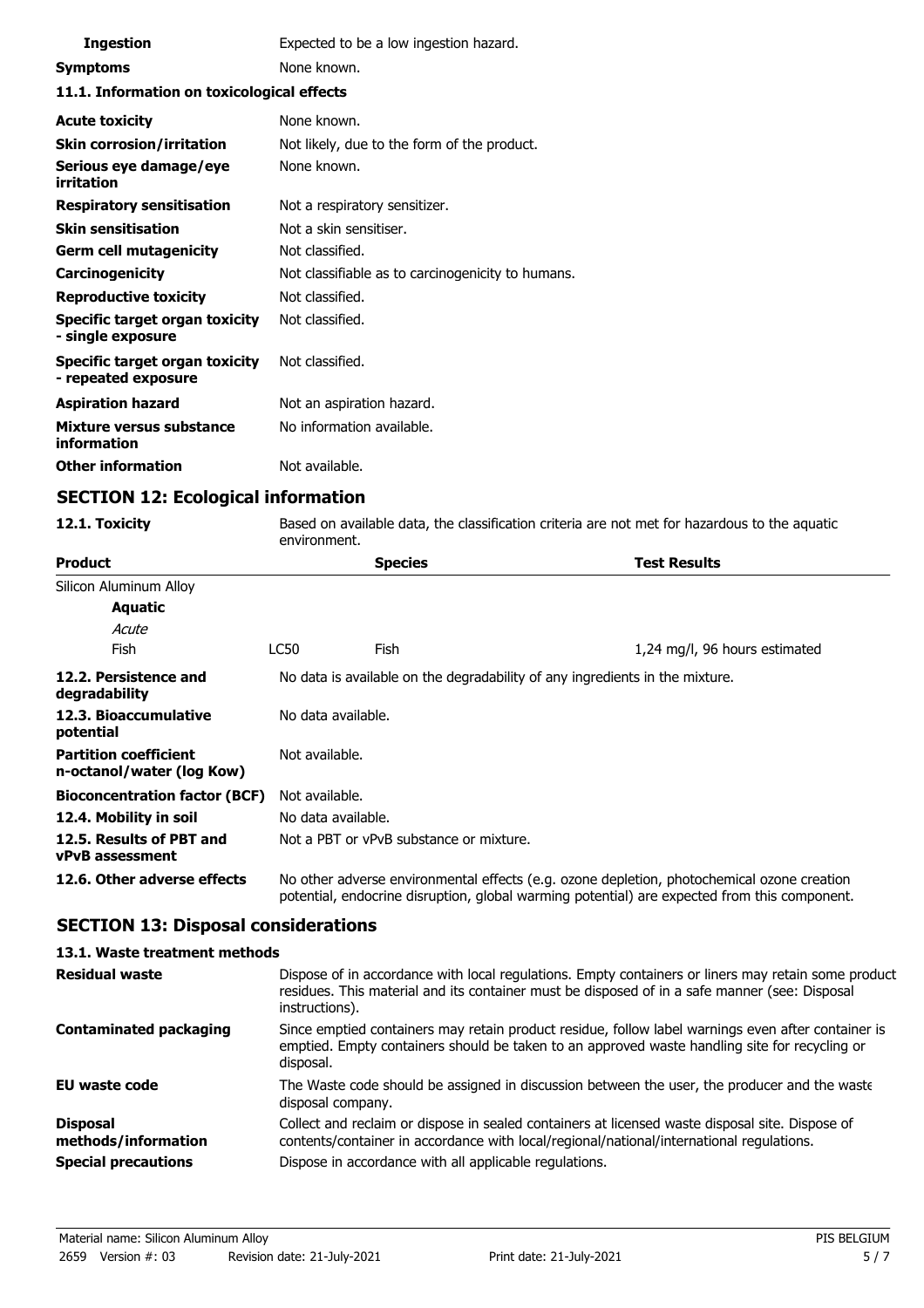| | |
|---|---|
| **Ingestion** | Expected to be a low ingestion hazard. |
| **Symptoms** | None known. |

**11.1. Information on toxicological effects**

| | |
|---|---|
| **Acute toxicity** | None known. |
| **Skin corrosion/irritation** | Not likely, due to the form of the product. |
| **Serious eye damage/eye irritation** | None known. |
| **Respiratory sensitisation** | Not a respiratory sensitizer. |
| **Skin sensitisation** | Not a skin sensitiser. |
| **Germ cell mutagenicity** | Not classified. |
| **Carcinogenicity** | Not classifiable as to carcinogenicity to humans. |
| **Reproductive toxicity** | Not classified. |
| **Specific target organ toxicity - single exposure** | Not classified. |
| **Specific target organ toxicity - repeated exposure** | Not classified. |
| **Aspiration hazard** | Not an aspiration hazard. |
| **Mixture versus substance information** | No information available. |
| **Other information** | Not available. |

## SECTION 12: Ecological information

**12.1. Toxicity** Based on available data, the classification criteria are not met for hazardous to the aquatic environment.

| Product | | Species | Test Results |
|---|---|---|---|
| Silicon Aluminum Alloy | | | |
| **Aquatic** | | | |
| *Acute* | | | |
| Fish | LC50 | Fish | 1,24 mg/l, 96 hours estimated |

| | |
|---|---|
| **12.2. Persistence and degradability** | No data is available on the degradability of any ingredients in the mixture. |
| **12.3. Bioaccumulative potential** | No data available. |
| **Partition coefficient n-octanol/water (log Kow)** | Not available. |
| **Bioconcentration factor (BCF)** | Not available. |
| **12.4. Mobility in soil** | No data available. |
| **12.5. Results of PBT and vPvB assessment** | Not a PBT or vPvB substance or mixture. |
| **12.6. Other adverse effects** | No other adverse environmental effects (e.g. ozone depletion, photochemical ozone creation potential, endocrine disruption, global warming potential) are expected from this component. |

## SECTION 13: Disposal considerations

**13.1. Waste treatment methods**

| | |
|---|---|
| **Residual waste** | Dispose of in accordance with local regulations. Empty containers or liners may retain some product residues. This material and its container must be disposed of in a safe manner (see: Disposal instructions). |
| **Contaminated packaging** | Since emptied containers may retain product residue, follow label warnings even after container is emptied. Empty containers should be taken to an approved waste handling site for recycling or disposal. |
| **EU waste code** | The Waste code should be assigned in discussion between the user, the producer and the waste disposal company. |
| **Disposal methods/information** | Collect and reclaim or dispose in sealed containers at licensed waste disposal site. Dispose of contents/container in accordance with local/regional/national/international regulations. |
| **Special precautions** | Dispose in accordance with all applicable regulations. |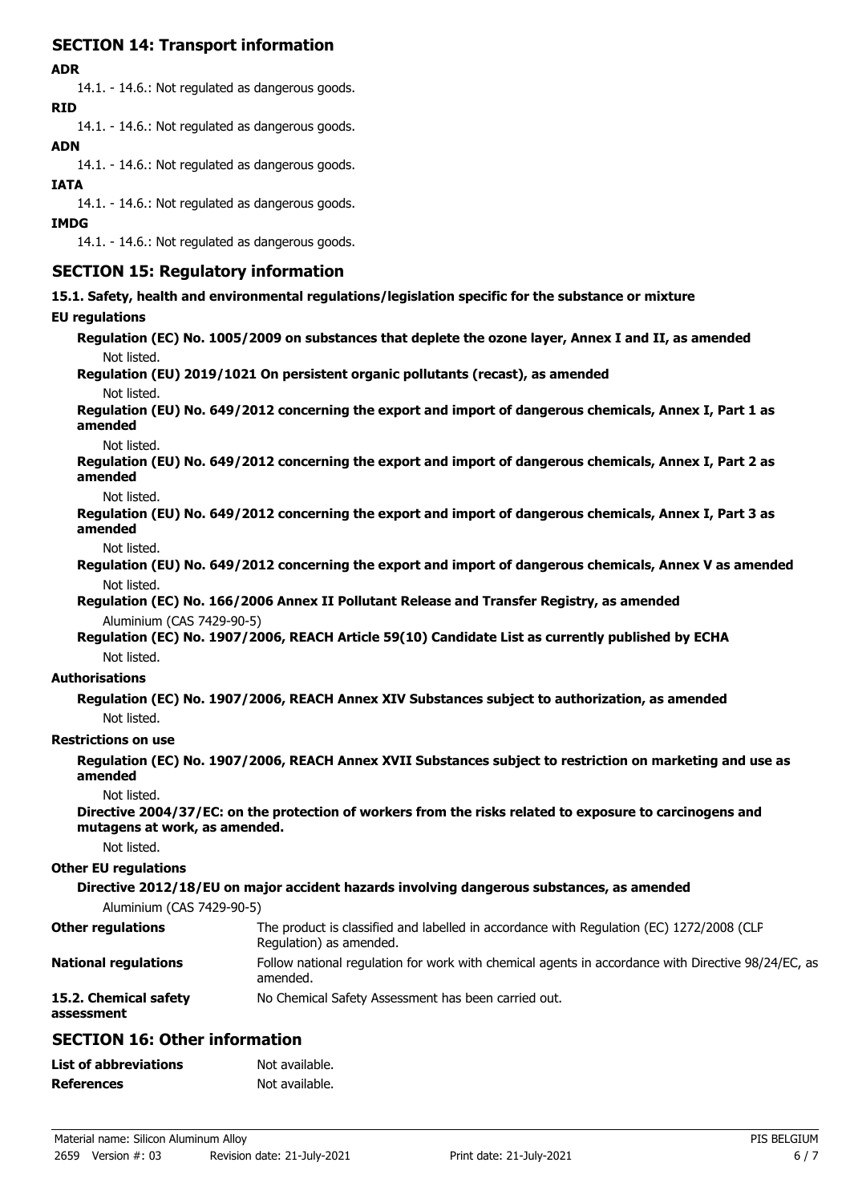## SECTION 14: Transport information

**ADR**

14.1. - 14.6.: Not regulated as dangerous goods.

**RID**

14.1. - 14.6.: Not regulated as dangerous goods.

**ADN**

14.1. - 14.6.: Not regulated as dangerous goods.

**IATA**

14.1. - 14.6.: Not regulated as dangerous goods.

**IMDG**

14.1. - 14.6.: Not regulated as dangerous goods.

## SECTION 15: Regulatory information

**15.1. Safety, health and environmental regulations/legislation specific for the substance or mixture**

**EU regulations**

**Regulation (EC) No. 1005/2009 on substances that deplete the ozone layer, Annex I and II, as amended**

Not listed.

**Regulation (EU) 2019/1021 On persistent organic pollutants (recast), as amended**

Not listed.

**Regulation (EU) No. 649/2012 concerning the export and import of dangerous chemicals, Annex I, Part 1 as amended**

Not listed.

**Regulation (EU) No. 649/2012 concerning the export and import of dangerous chemicals, Annex I, Part 2 as amended**

Not listed.

**Regulation (EU) No. 649/2012 concerning the export and import of dangerous chemicals, Annex I, Part 3 as amended**

Not listed.

**Regulation (EU) No. 649/2012 concerning the export and import of dangerous chemicals, Annex V as amended**

Not listed.

**Regulation (EC) No. 166/2006 Annex II Pollutant Release and Transfer Registry, as amended**

Aluminium (CAS 7429-90-5)

**Regulation (EC) No. 1907/2006, REACH Article 59(10) Candidate List as currently published by ECHA**

Not listed.

**Authorisations**

**Regulation (EC) No. 1907/2006, REACH Annex XIV Substances subject to authorization, as amended**

Not listed.

**Restrictions on use**

**Regulation (EC) No. 1907/2006, REACH Annex XVII Substances subject to restriction on marketing and use as amended**

Not listed.

**Directive 2004/37/EC: on the protection of workers from the risks related to exposure to carcinogens and mutagens at work, as amended.**

Not listed.

**Other EU regulations**

**Directive 2012/18/EU on major accident hazards involving dangerous substances, as amended**

Aluminium (CAS 7429-90-5)

**Other regulations**: The product is classified and labelled in accordance with Regulation (EC) 1272/2008 (CLP Regulation) as amended.

**National regulations**: Follow national regulation for work with chemical agents in accordance with Directive 98/24/EC, as amended.

**15.2. Chemical safety assessment**: No Chemical Safety Assessment has been carried out.

## SECTION 16: Other information

**List of abbreviations**: Not available.

**References**: Not available.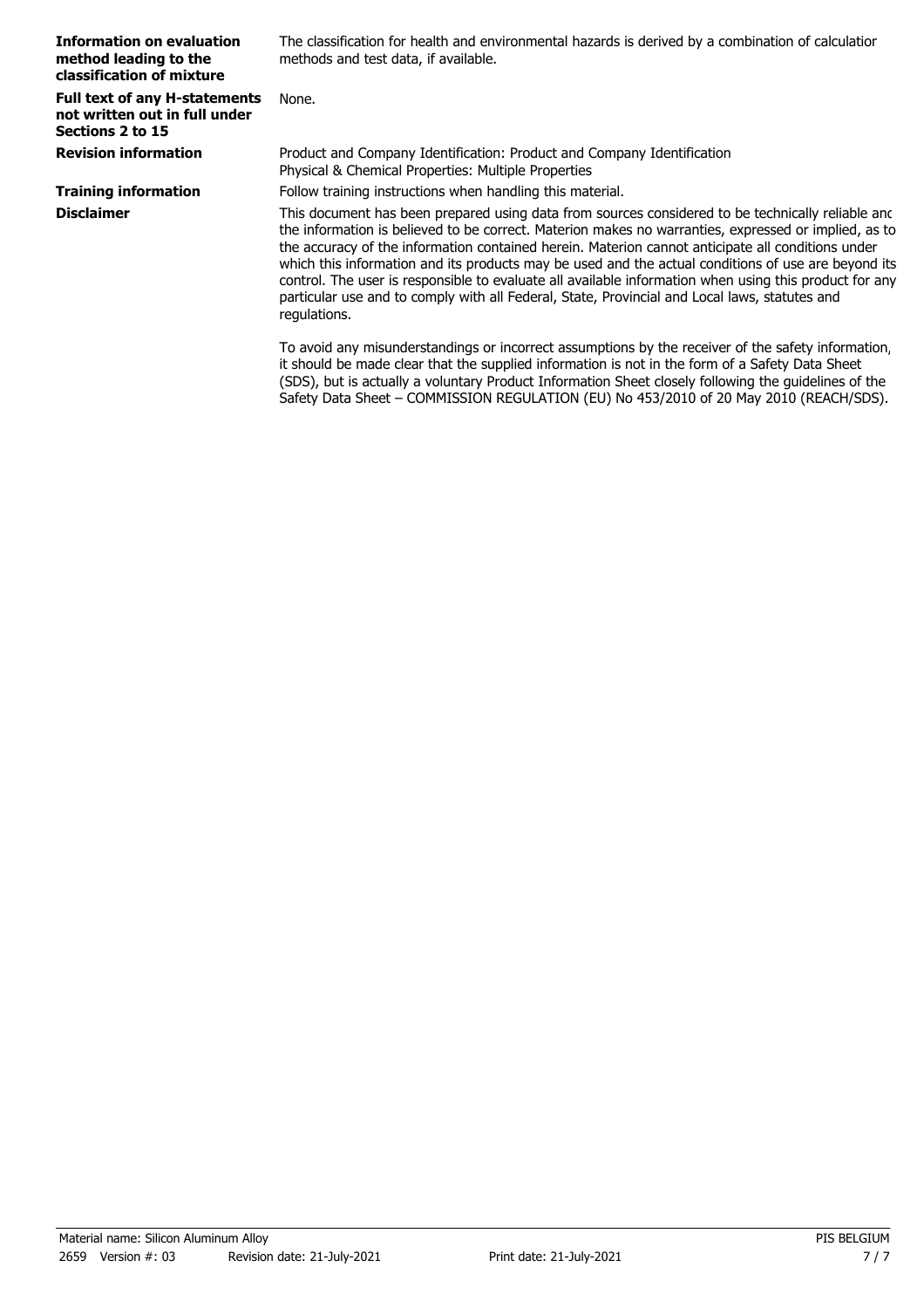**Information on evaluation method leading to the classification of mixture**
The classification for health and environmental hazards is derived by a combination of calculation methods and test data, if available.

**Full text of any H-statements not written out in full under Sections 2 to 15**
None.

**Revision information**
Product and Company Identification: Product and Company Identification
Physical & Chemical Properties: Multiple Properties

**Training information**
Follow training instructions when handling this material.

**Disclaimer**
This document has been prepared using data from sources considered to be technically reliable and the information is believed to be correct. Materion makes no warranties, expressed or implied, as to the accuracy of the information contained herein. Materion cannot anticipate all conditions under which this information and its products may be used and the actual conditions of use are beyond its control. The user is responsible to evaluate all available information when using this product for any particular use and to comply with all Federal, State, Provincial and Local laws, statutes and regulations.

To avoid any misunderstandings or incorrect assumptions by the receiver of the safety information, it should be made clear that the supplied information is not in the form of a Safety Data Sheet (SDS), but is actually a voluntary Product Information Sheet closely following the guidelines of the Safety Data Sheet – COMMISSION REGULATION (EU) No 453/2010 of 20 May 2010 (REACH/SDS).